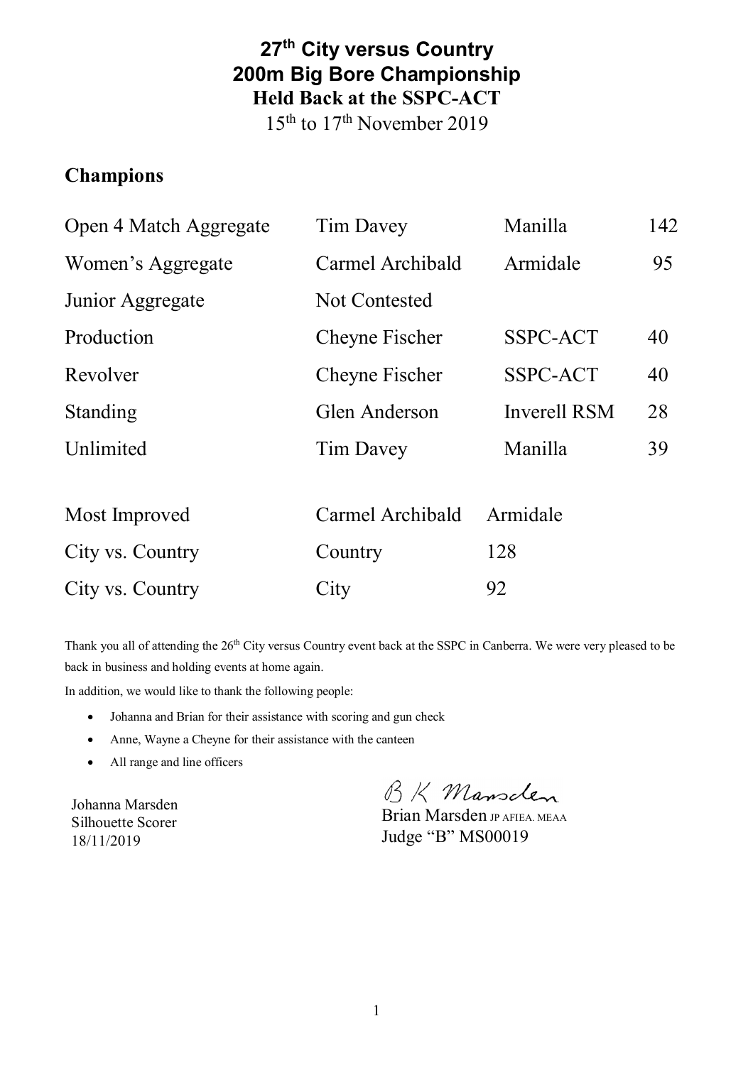# 27th City versus Country 200m Big Bore Championship

## Held Back at the SSPC-ACT

15th to 17th November 2019

## Champions

| | | | |
|---|---|---|---|
| Open 4 Match Aggregate | Tim Davey | Manilla | 142 |
| Women's Aggregate | Carmel Archibald | Armidale | 95 |
| Junior Aggregate | Not Contested | | |
| Production | Cheyne Fischer | SSPC-ACT | 40 |
| Revolver | Cheyne Fischer | SSPC-ACT | 40 |
| Standing | Glen Anderson | Inverell RSM | 28 |
| Unlimited | Tim Davey | Manilla | 39 |

| | | |
|---|---|---|
| Most Improved | Carmel Archibald | Armidale |
| City vs. Country | Country | 128 |
| City vs. Country | City | 92 |

Thank you all of attending the 26th City versus Country event back at the SSPC in Canberra. We were very pleased to be back in business and holding events at home again.

In addition, we would like to thank the following people:

- Johanna and Brian for their assistance with scoring and gun check
- Anne, Wayne a Cheyne for their assistance with the canteen
- All range and line officers

Johanna Marsden
Silhouette Scorer
18/11/2019

B K Marsden
Brian Marsden JP AFIEA. MEAA
Judge "B" MS00019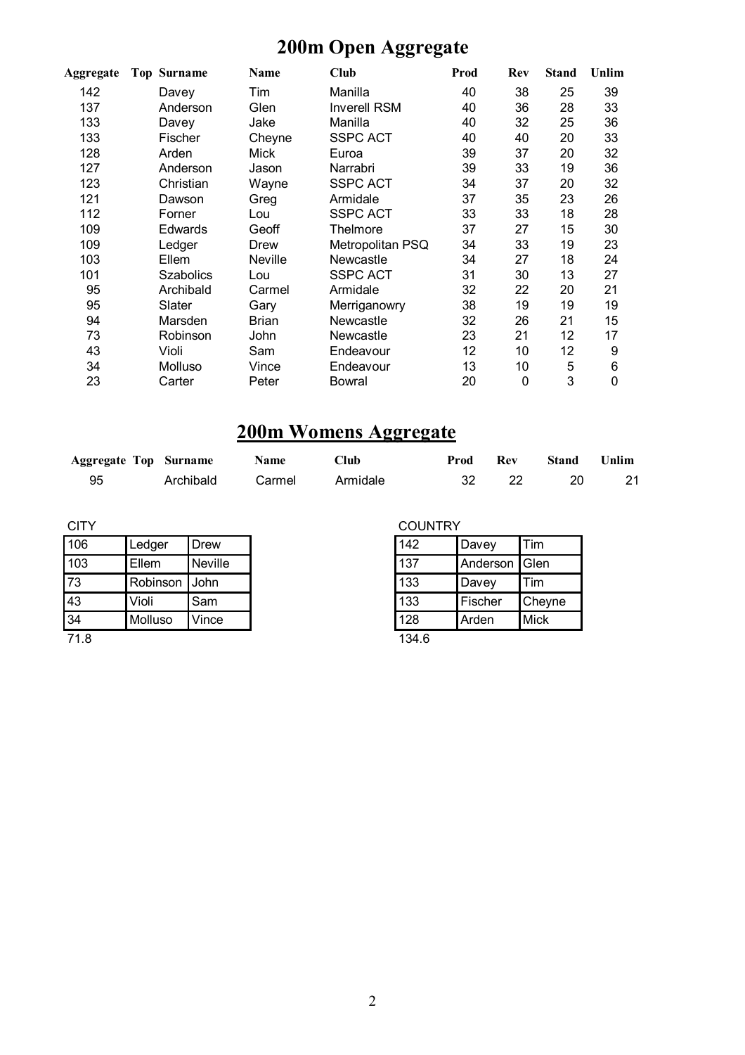# 200m Open Aggregate

| Aggregate | Top | Surname | Name | Club | Prod | Rev | Stand | Unlim |
|---|---|---|---|---|---|---|---|---|
| 142 | | Davey | Tim | Manilla | 40 | 38 | 25 | 39 |
| 137 | | Anderson | Glen | Inverell RSM | 40 | 36 | 28 | 33 |
| 133 | | Davey | Jake | Manilla | 40 | 32 | 25 | 36 |
| 133 | | Fischer | Cheyne | SSPC ACT | 40 | 40 | 20 | 33 |
| 128 | | Arden | Mick | Euroa | 39 | 37 | 20 | 32 |
| 127 | | Anderson | Jason | Narrabri | 39 | 33 | 19 | 36 |
| 123 | | Christian | Wayne | SSPC ACT | 34 | 37 | 20 | 32 |
| 121 | | Dawson | Greg | Armidale | 37 | 35 | 23 | 26 |
| 112 | | Forner | Lou | SSPC ACT | 33 | 33 | 18 | 28 |
| 109 | | Edwards | Geoff | Thelmore | 37 | 27 | 15 | 30 |
| 109 | | Ledger | Drew | Metropolitan PSQ | 34 | 33 | 19 | 23 |
| 103 | | Ellem | Neville | Newcastle | 34 | 27 | 18 | 24 |
| 101 | | Szabolics | Lou | SSPC ACT | 31 | 30 | 13 | 27 |
| 95 | | Archibald | Carmel | Armidale | 32 | 22 | 20 | 21 |
| 95 | | Slater | Gary | Merriganowry | 38 | 19 | 19 | 19 |
| 94 | | Marsden | Brian | Newcastle | 32 | 26 | 21 | 15 |
| 73 | | Robinson | John | Newcastle | 23 | 21 | 12 | 17 |
| 43 | | Violi | Sam | Endeavour | 12 | 10 | 12 | 9 |
| 34 | | Molluso | Vince | Endeavour | 13 | 10 | 5 | 6 |
| 23 | | Carter | Peter | Bowral | 20 | 0 | 3 | 0 |

# 200m Womens Aggregate

| Aggregate | Top | Surname | Name | Club | Prod | Rev | Stand | Unlim |
|---|---|---|---|---|---|---|---|---|
| 95 | | Archibald | Carmel | Armidale | 32 | 22 | 20 | 21 |

CITY

| | | |
|---|---|---|
| 106 | Ledger | Drew |
| 103 | Ellem | Neville |
| 73 | Robinson | John |
| 43 | Violi | Sam |
| 34 | Molluso | Vince |

71.8

COUNTRY

| | | |
|---|---|---|
| 142 | Davey | Tim |
| 137 | Anderson | Glen |
| 133 | Davey | Tim |
| 133 | Fischer | Cheyne |
| 128 | Arden | Mick |

134.6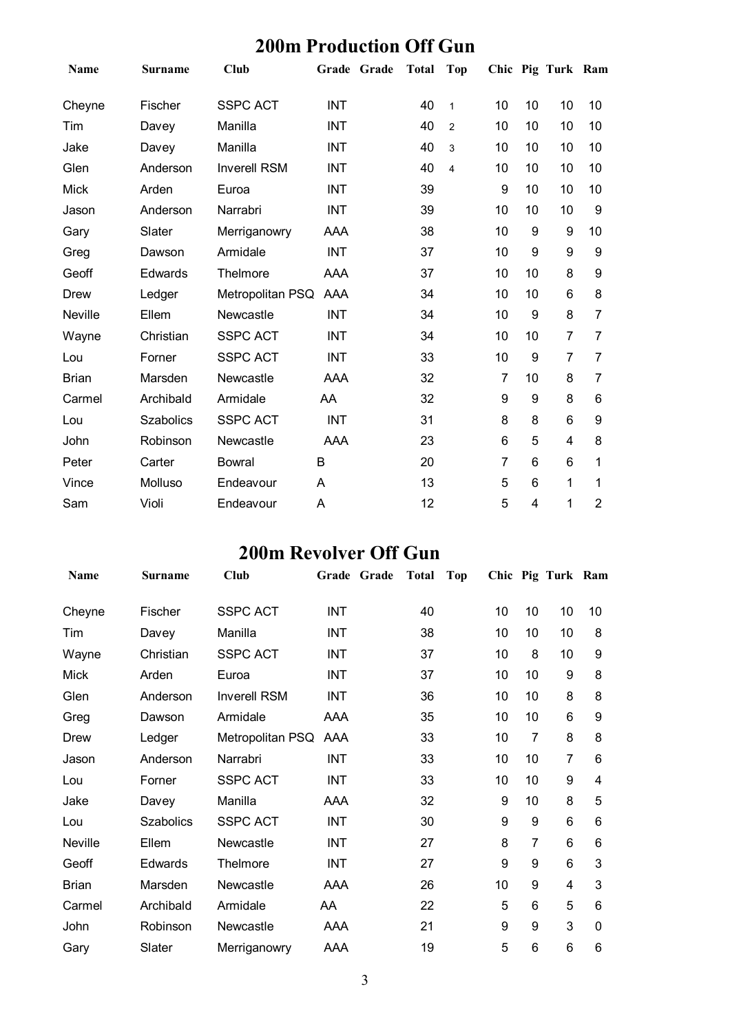## 200m Production Off Gun

| Name | Surname | Club | Grade | Grade | Total | Top | Chic | Pig | Turk | Ram |
|---|---|---|---|---|---|---|---|---|---|---|
| Cheyne | Fischer | SSPC ACT | INT | | 40 | 1 | 10 | 10 | 10 | 10 |
| Tim | Davey | Manilla | INT | | 40 | 2 | 10 | 10 | 10 | 10 |
| Jake | Davey | Manilla | INT | | 40 | 3 | 10 | 10 | 10 | 10 |
| Glen | Anderson | Inverell RSM | INT | | 40 | 4 | 10 | 10 | 10 | 10 |
| Mick | Arden | Euroa | INT | | 39 | | 9 | 10 | 10 | 10 |
| Jason | Anderson | Narrabri | INT | | 39 | | 10 | 10 | 10 | 9 |
| Gary | Slater | Merriganowry | AAA | | 38 | | 10 | 9 | 9 | 10 |
| Greg | Dawson | Armidale | INT | | 37 | | 10 | 9 | 9 | 9 |
| Geoff | Edwards | Thelmore | AAA | | 37 | | 10 | 10 | 8 | 9 |
| Drew | Ledger | Metropolitan PSQ | AAA | | 34 | | 10 | 10 | 6 | 8 |
| Neville | Ellem | Newcastle | INT | | 34 | | 10 | 9 | 8 | 7 |
| Wayne | Christian | SSPC ACT | INT | | 34 | | 10 | 10 | 7 | 7 |
| Lou | Forner | SSPC ACT | INT | | 33 | | 10 | 9 | 7 | 7 |
| Brian | Marsden | Newcastle | AAA | | 32 | | 7 | 10 | 8 | 7 |
| Carmel | Archibald | Armidale | AA | | 32 | | 9 | 9 | 8 | 6 |
| Lou | Szabolics | SSPC ACT | INT | | 31 | | 8 | 8 | 6 | 9 |
| John | Robinson | Newcastle | AAA | | 23 | | 6 | 5 | 4 | 8 |
| Peter | Carter | Bowral | B | | 20 | | 7 | 6 | 6 | 1 |
| Vince | Molluso | Endeavour | A | | 13 | | 5 | 6 | 1 | 1 |
| Sam | Violi | Endeavour | A | | 12 | | 5 | 4 | 1 | 2 |

## 200m Revolver Off Gun

| Name | Surname | Club | Grade | Grade | Total | Top | Chic | Pig | Turk | Ram |
|---|---|---|---|---|---|---|---|---|---|---|
| Cheyne | Fischer | SSPC ACT | INT | | 40 | | 10 | 10 | 10 | 10 |
| Tim | Davey | Manilla | INT | | 38 | | 10 | 10 | 10 | 8 |
| Wayne | Christian | SSPC ACT | INT | | 37 | | 10 | 8 | 10 | 9 |
| Mick | Arden | Euroa | INT | | 37 | | 10 | 10 | 9 | 8 |
| Glen | Anderson | Inverell RSM | INT | | 36 | | 10 | 10 | 8 | 8 |
| Greg | Dawson | Armidale | AAA | | 35 | | 10 | 10 | 6 | 9 |
| Drew | Ledger | Metropolitan PSQ | AAA | | 33 | | 10 | 7 | 8 | 8 |
| Jason | Anderson | Narrabri | INT | | 33 | | 10 | 10 | 7 | 6 |
| Lou | Forner | SSPC ACT | INT | | 33 | | 10 | 10 | 9 | 4 |
| Jake | Davey | Manilla | AAA | | 32 | | 9 | 10 | 8 | 5 |
| Lou | Szabolics | SSPC ACT | INT | | 30 | | 9 | 9 | 6 | 6 |
| Neville | Ellem | Newcastle | INT | | 27 | | 8 | 7 | 6 | 6 |
| Geoff | Edwards | Thelmore | INT | | 27 | | 9 | 9 | 6 | 3 |
| Brian | Marsden | Newcastle | AAA | | 26 | | 10 | 9 | 4 | 3 |
| Carmel | Archibald | Armidale | AA | | 22 | | 5 | 6 | 5 | 6 |
| John | Robinson | Newcastle | AAA | | 21 | | 9 | 9 | 3 | 0 |
| Gary | Slater | Merriganowry | AAA | | 19 | | 5 | 6 | 6 | 6 |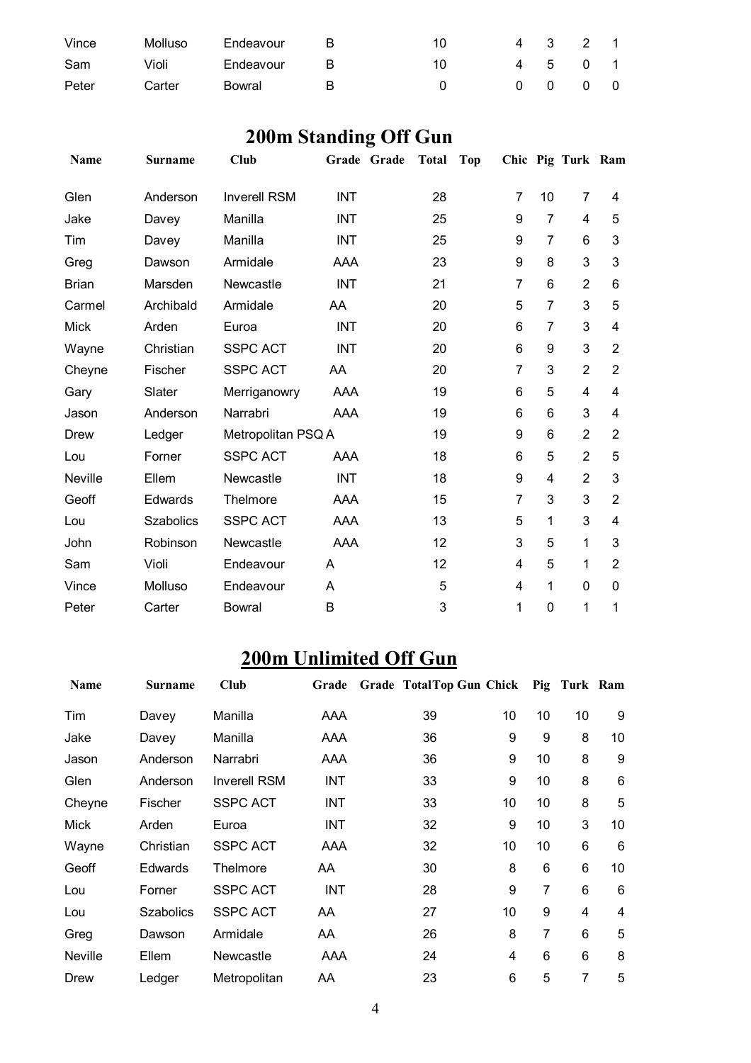| Vince | Molluso | Endeavour | B | | 10 | | 4 | 3 | 2 | 1 |
|---|---|---|---|---|---|---|---|---|---|---|
| Sam | Violi | Endeavour | B | | 10 | | 4 | 5 | 0 | 1 |
| Peter | Carter | Bowral | B | | 0 | | 0 | 0 | 0 | 0 |

## 200m Standing Off Gun

| Name | Surname | Club | Grade | Grade | Total | Top | Chic | Pig | Turk | Ram |
|---|---|---|---|---|---|---|---|---|---|---|
| Glen | Anderson | Inverell RSM | INT | | 28 | | 7 | 10 | 7 | 4 |
| Jake | Davey | Manilla | INT | | 25 | | 9 | 7 | 4 | 5 |
| Tim | Davey | Manilla | INT | | 25 | | 9 | 7 | 6 | 3 |
| Greg | Dawson | Armidale | AAA | | 23 | | 9 | 8 | 3 | 3 |
| Brian | Marsden | Newcastle | INT | | 21 | | 7 | 6 | 2 | 6 |
| Carmel | Archibald | Armidale | AA | | 20 | | 5 | 7 | 3 | 5 |
| Mick | Arden | Euroa | INT | | 20 | | 6 | 7 | 3 | 4 |
| Wayne | Christian | SSPC ACT | INT | | 20 | | 6 | 9 | 3 | 2 |
| Cheyne | Fischer | SSPC ACT | AA | | 20 | | 7 | 3 | 2 | 2 |
| Gary | Slater | Merriganowry | AAA | | 19 | | 6 | 5 | 4 | 4 |
| Jason | Anderson | Narrabri | AAA | | 19 | | 6 | 6 | 3 | 4 |
| Drew | Ledger | Metropolitan PSQ | A | | 19 | | 9 | 6 | 2 | 2 |
| Lou | Forner | SSPC ACT | AAA | | 18 | | 6 | 5 | 2 | 5 |
| Neville | Ellem | Newcastle | INT | | 18 | | 9 | 4 | 2 | 3 |
| Geoff | Edwards | Thelmore | AAA | | 15 | | 7 | 3 | 3 | 2 |
| Lou | Szabolics | SSPC ACT | AAA | | 13 | | 5 | 1 | 3 | 4 |
| John | Robinson | Newcastle | AAA | | 12 | | 3 | 5 | 1 | 3 |
| Sam | Violi | Endeavour | A | | 12 | | 4 | 5 | 1 | 2 |
| Vince | Molluso | Endeavour | A | | 5 | | 4 | 1 | 0 | 0 |
| Peter | Carter | Bowral | B | | 3 | | 1 | 0 | 1 | 1 |

## 200m Unlimited Off Gun

| Name | Surname | Club | Grade | Grade | Total | Top Gun | Chick | Pig | Turk | Ram |
|---|---|---|---|---|---|---|---|---|---|---|
| Tim | Davey | Manilla | AAA | | 39 | | 10 | 10 | 10 | 9 |
| Jake | Davey | Manilla | AAA | | 36 | | 9 | 9 | 8 | 10 |
| Jason | Anderson | Narrabri | AAA | | 36 | | 9 | 10 | 8 | 9 |
| Glen | Anderson | Inverell RSM | INT | | 33 | | 9 | 10 | 8 | 6 |
| Cheyne | Fischer | SSPC ACT | INT | | 33 | | 10 | 10 | 8 | 5 |
| Mick | Arden | Euroa | INT | | 32 | | 9 | 10 | 3 | 10 |
| Wayne | Christian | SSPC ACT | AAA | | 32 | | 10 | 10 | 6 | 6 |
| Geoff | Edwards | Thelmore | AA | | 30 | | 8 | 6 | 6 | 10 |
| Lou | Forner | SSPC ACT | INT | | 28 | | 9 | 7 | 6 | 6 |
| Lou | Szabolics | SSPC ACT | AA | | 27 | | 10 | 9 | 4 | 4 |
| Greg | Dawson | Armidale | AA | | 26 | | 8 | 7 | 6 | 5 |
| Neville | Ellem | Newcastle | AAA | | 24 | | 4 | 6 | 6 | 8 |
| Drew | Ledger | Metropolitan | AA | | 23 | | 6 | 5 | 7 | 5 |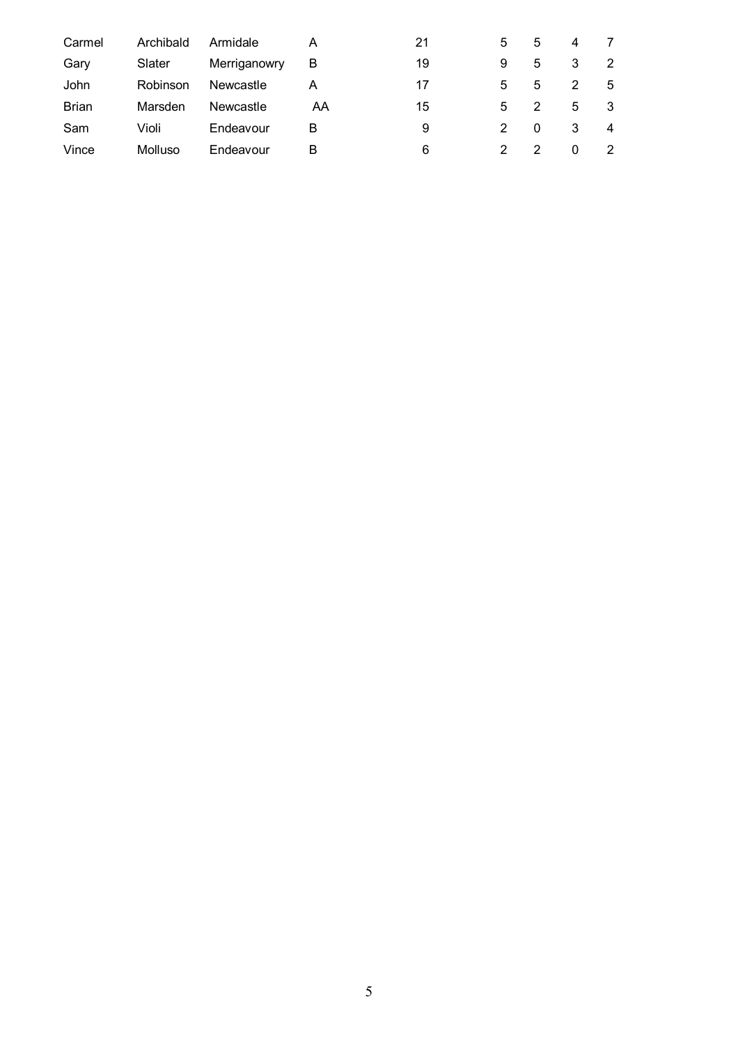| | | | | | | | | |
|---|---|---|---|---|---|---|---|---|
| Carmel | Archibald | Armidale | A | 21 | 5 | 5 | 4 | 7 |
| Gary | Slater | Merriganowry | B | 19 | 9 | 5 | 3 | 2 |
| John | Robinson | Newcastle | A | 17 | 5 | 5 | 2 | 5 |
| Brian | Marsden | Newcastle | AA | 15 | 5 | 2 | 5 | 3 |
| Sam | Violi | Endeavour | B | 9 | 2 | 0 | 3 | 4 |
| Vince | Molluso | Endeavour | B | 6 | 2 | 2 | 0 | 2 |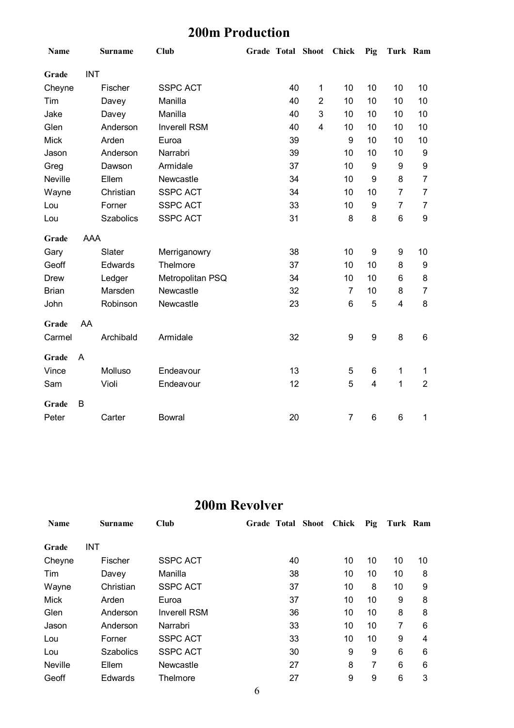# 200m Production

| Name | Surname | Club | Grade | Total | Shoot | Chick | Pig | Turk | Ram |
|---|---|---|---|---|---|---|---|---|---|
| **Grade** | INT | | | | | | | | |
| Cheyne | Fischer | SSPC ACT | | 40 | 1 | 10 | 10 | 10 | 10 |
| Tim | Davey | Manilla | | 40 | 2 | 10 | 10 | 10 | 10 |
| Jake | Davey | Manilla | | 40 | 3 | 10 | 10 | 10 | 10 |
| Glen | Anderson | Inverell RSM | | 40 | 4 | 10 | 10 | 10 | 10 |
| Mick | Arden | Euroa | | 39 | | 9 | 10 | 10 | 10 |
| Jason | Anderson | Narrabri | | 39 | | 10 | 10 | 10 | 9 |
| Greg | Dawson | Armidale | | 37 | | 10 | 9 | 9 | 9 |
| Neville | Ellem | Newcastle | | 34 | | 10 | 9 | 8 | 7 |
| Wayne | Christian | SSPC ACT | | 34 | | 10 | 10 | 7 | 7 |
| Lou | Forner | SSPC ACT | | 33 | | 10 | 9 | 7 | 7 |
| Lou | Szabolics | SSPC ACT | | 31 | | 8 | 8 | 6 | 9 |
| **Grade** | AAA | | | | | | | | |
| Gary | Slater | Merriganowry | | 38 | | 10 | 9 | 9 | 10 |
| Geoff | Edwards | Thelmore | | 37 | | 10 | 10 | 8 | 9 |
| Drew | Ledger | Metropolitan PSQ | | 34 | | 10 | 10 | 6 | 8 |
| Brian | Marsden | Newcastle | | 32 | | 7 | 10 | 8 | 7 |
| John | Robinson | Newcastle | | 23 | | 6 | 5 | 4 | 8 |
| **Grade** | AA | | | | | | | | |
| Carmel | Archibald | Armidale | | 32 | | 9 | 9 | 8 | 6 |
| **Grade** | A | | | | | | | | |
| Vince | Molluso | Endeavour | | 13 | | 5 | 6 | 1 | 1 |
| Sam | Violi | Endeavour | | 12 | | 5 | 4 | 1 | 2 |
| **Grade** | B | | | | | | | | |
| Peter | Carter | Bowral | | 20 | | 7 | 6 | 6 | 1 |

# 200m Revolver

| Name | Surname | Club | Grade | Total | Shoot | Chick | Pig | Turk | Ram |
|---|---|---|---|---|---|---|---|---|---|
| **Grade** | INT | | | | | | | | |
| Cheyne | Fischer | SSPC ACT | | 40 | | 10 | 10 | 10 | 10 |
| Tim | Davey | Manilla | | 38 | | 10 | 10 | 10 | 8 |
| Wayne | Christian | SSPC ACT | | 37 | | 10 | 8 | 10 | 9 |
| Mick | Arden | Euroa | | 37 | | 10 | 10 | 9 | 8 |
| Glen | Anderson | Inverell RSM | | 36 | | 10 | 10 | 8 | 8 |
| Jason | Anderson | Narrabri | | 33 | | 10 | 10 | 7 | 6 |
| Lou | Forner | SSPC ACT | | 33 | | 10 | 10 | 9 | 4 |
| Lou | Szabolics | SSPC ACT | | 30 | | 9 | 9 | 6 | 6 |
| Neville | Ellem | Newcastle | | 27 | | 8 | 7 | 6 | 6 |
| Geoff | Edwards | Thelmore | | 27 | | 9 | 9 | 6 | 3 |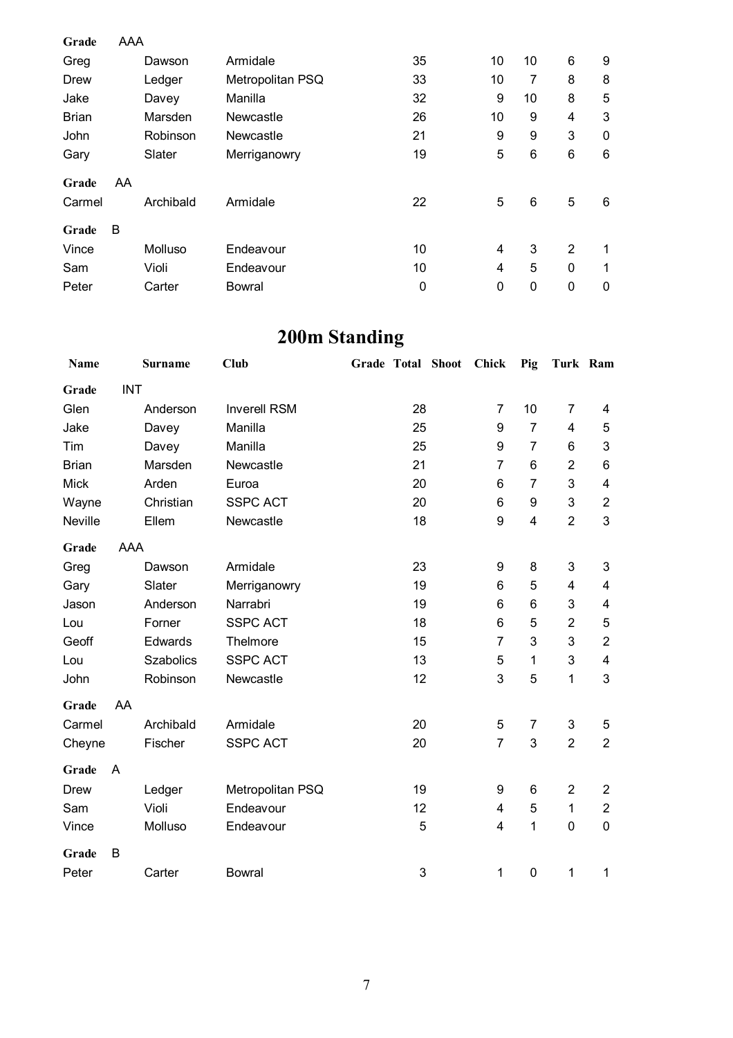| Name | Surname | Club | Grade | Total | Shoot | Chick | Pig | Turk | Ram |
|---|---|---|---|---|---|---|---|---|---|
| **Grade** AAA | | | | | | | | | |
| Greg | Dawson | Armidale | | 35 | | 10 | 10 | 6 | 9 |
| Drew | Ledger | Metropolitan PSQ | | 33 | | 10 | 7 | 8 | 8 |
| Jake | Davey | Manilla | | 32 | | 9 | 10 | 8 | 5 |
| Brian | Marsden | Newcastle | | 26 | | 10 | 9 | 4 | 3 |
| John | Robinson | Newcastle | | 21 | | 9 | 9 | 3 | 0 |
| Gary | Slater | Merriganowry | | 19 | | 5 | 6 | 6 | 6 |
| **Grade** AA | | | | | | | | | |
| Carmel | Archibald | Armidale | | 22 | | 5 | 6 | 5 | 6 |
| **Grade** B | | | | | | | | | |
| Vince | Molluso | Endeavour | | 10 | | 4 | 3 | 2 | 1 |
| Sam | Violi | Endeavour | | 10 | | 4 | 5 | 0 | 1 |
| Peter | Carter | Bowral | | 0 | | 0 | 0 | 0 | 0 |

## 200m Standing

| Name | Surname | Club | Grade | Total | Shoot | Chick | Pig | Turk | Ram |
|---|---|---|---|---|---|---|---|---|---|
| **Grade** INT | | | | | | | | | |
| Glen | Anderson | Inverell RSM | | 28 | | 7 | 10 | 7 | 4 |
| Jake | Davey | Manilla | | 25 | | 9 | 7 | 4 | 5 |
| Tim | Davey | Manilla | | 25 | | 9 | 7 | 6 | 3 |
| Brian | Marsden | Newcastle | | 21 | | 7 | 6 | 2 | 6 |
| Mick | Arden | Euroa | | 20 | | 6 | 7 | 3 | 4 |
| Wayne | Christian | SSPC ACT | | 20 | | 6 | 9 | 3 | 2 |
| Neville | Ellem | Newcastle | | 18 | | 9 | 4 | 2 | 3 |
| **Grade** AAA | | | | | | | | | |
| Greg | Dawson | Armidale | | 23 | | 9 | 8 | 3 | 3 |
| Gary | Slater | Merriganowry | | 19 | | 6 | 5 | 4 | 4 |
| Jason | Anderson | Narrabri | | 19 | | 6 | 6 | 3 | 4 |
| Lou | Forner | SSPC ACT | | 18 | | 6 | 5 | 2 | 5 |
| Geoff | Edwards | Thelmore | | 15 | | 7 | 3 | 3 | 2 |
| Lou | Szabolics | SSPC ACT | | 13 | | 5 | 1 | 3 | 4 |
| John | Robinson | Newcastle | | 12 | | 3 | 5 | 1 | 3 |
| **Grade** AA | | | | | | | | | |
| Carmel | Archibald | Armidale | | 20 | | 5 | 7 | 3 | 5 |
| Cheyne | Fischer | SSPC ACT | | 20 | | 7 | 3 | 2 | 2 |
| **Grade** A | | | | | | | | | |
| Drew | Ledger | Metropolitan PSQ | | 19 | | 9 | 6 | 2 | 2 |
| Sam | Violi | Endeavour | | 12 | | 4 | 5 | 1 | 2 |
| Vince | Molluso | Endeavour | | 5 | | 4 | 1 | 0 | 0 |
| **Grade** B | | | | | | | | | |
| Peter | Carter | Bowral | | 3 | | 1 | 0 | 1 | 1 |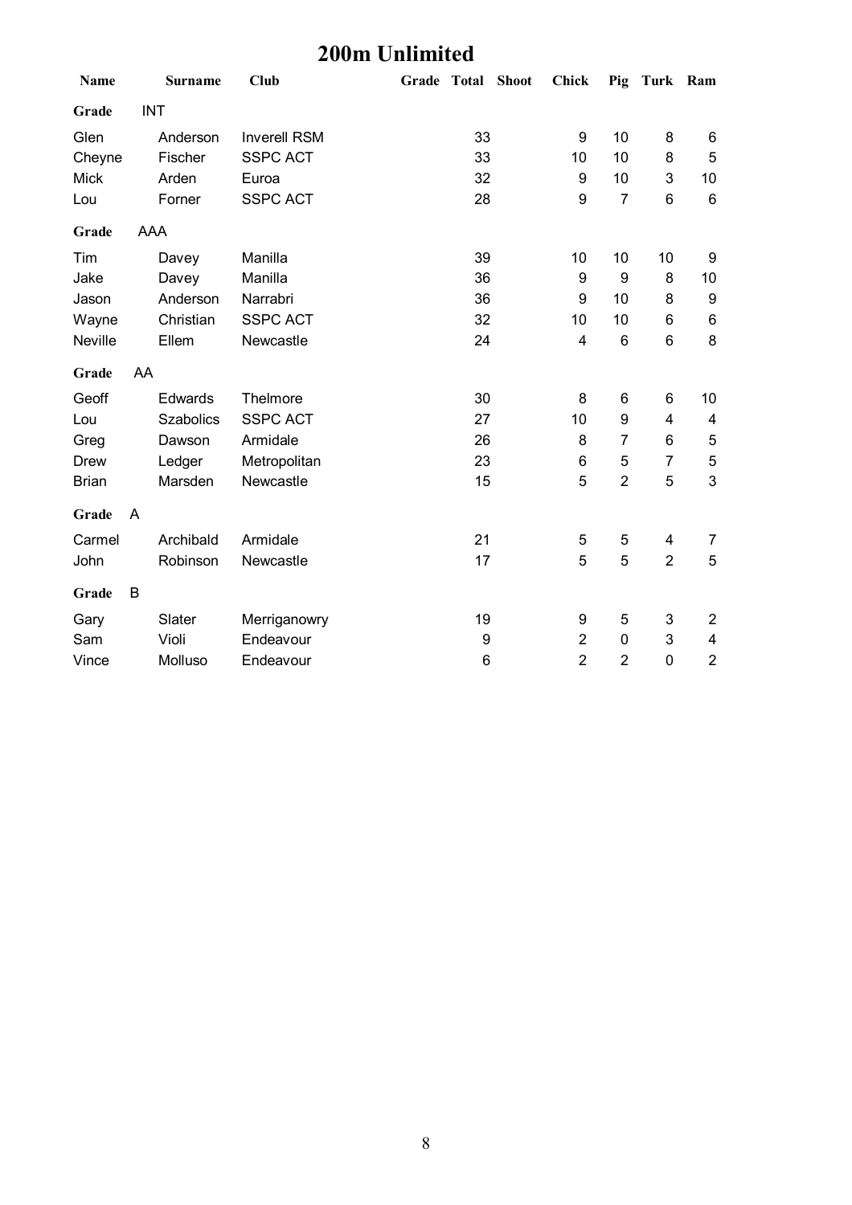# 200m Unlimited

| Name | Surname | Club | Grade | Total | Shoot | Chick | Pig | Turk | Ram |
|---|---|---|---|---|---|---|---|---|---|
| **Grade** | INT | | | | | | | | |
| Glen | Anderson | Inverell RSM | | 33 | | 9 | 10 | 8 | 6 |
| Cheyne | Fischer | SSPC ACT | | 33 | | 10 | 10 | 8 | 5 |
| Mick | Arden | Euroa | | 32 | | 9 | 10 | 3 | 10 |
| Lou | Forner | SSPC ACT | | 28 | | 9 | 7 | 6 | 6 |
| **Grade** | AAA | | | | | | | | |
| Tim | Davey | Manilla | | 39 | | 10 | 10 | 10 | 9 |
| Jake | Davey | Manilla | | 36 | | 9 | 9 | 8 | 10 |
| Jason | Anderson | Narrabri | | 36 | | 9 | 10 | 8 | 9 |
| Wayne | Christian | SSPC ACT | | 32 | | 10 | 10 | 6 | 6 |
| Neville | Ellem | Newcastle | | 24 | | 4 | 6 | 6 | 8 |
| **Grade** | AA | | | | | | | | |
| Geoff | Edwards | Thelmore | | 30 | | 8 | 6 | 6 | 10 |
| Lou | Szabolics | SSPC ACT | | 27 | | 10 | 9 | 4 | 4 |
| Greg | Dawson | Armidale | | 26 | | 8 | 7 | 6 | 5 |
| Drew | Ledger | Metropolitan | | 23 | | 6 | 5 | 7 | 5 |
| Brian | Marsden | Newcastle | | 15 | | 5 | 2 | 5 | 3 |
| **Grade** | A | | | | | | | | |
| Carmel | Archibald | Armidale | | 21 | | 5 | 5 | 4 | 7 |
| John | Robinson | Newcastle | | 17 | | 5 | 5 | 2 | 5 |
| **Grade** | B | | | | | | | | |
| Gary | Slater | Merriganowry | | 19 | | 9 | 5 | 3 | 2 |
| Sam | Violi | Endeavour | | 9 | | 2 | 0 | 3 | 4 |
| Vince | Molluso | Endeavour | | 6 | | 2 | 2 | 0 | 2 |